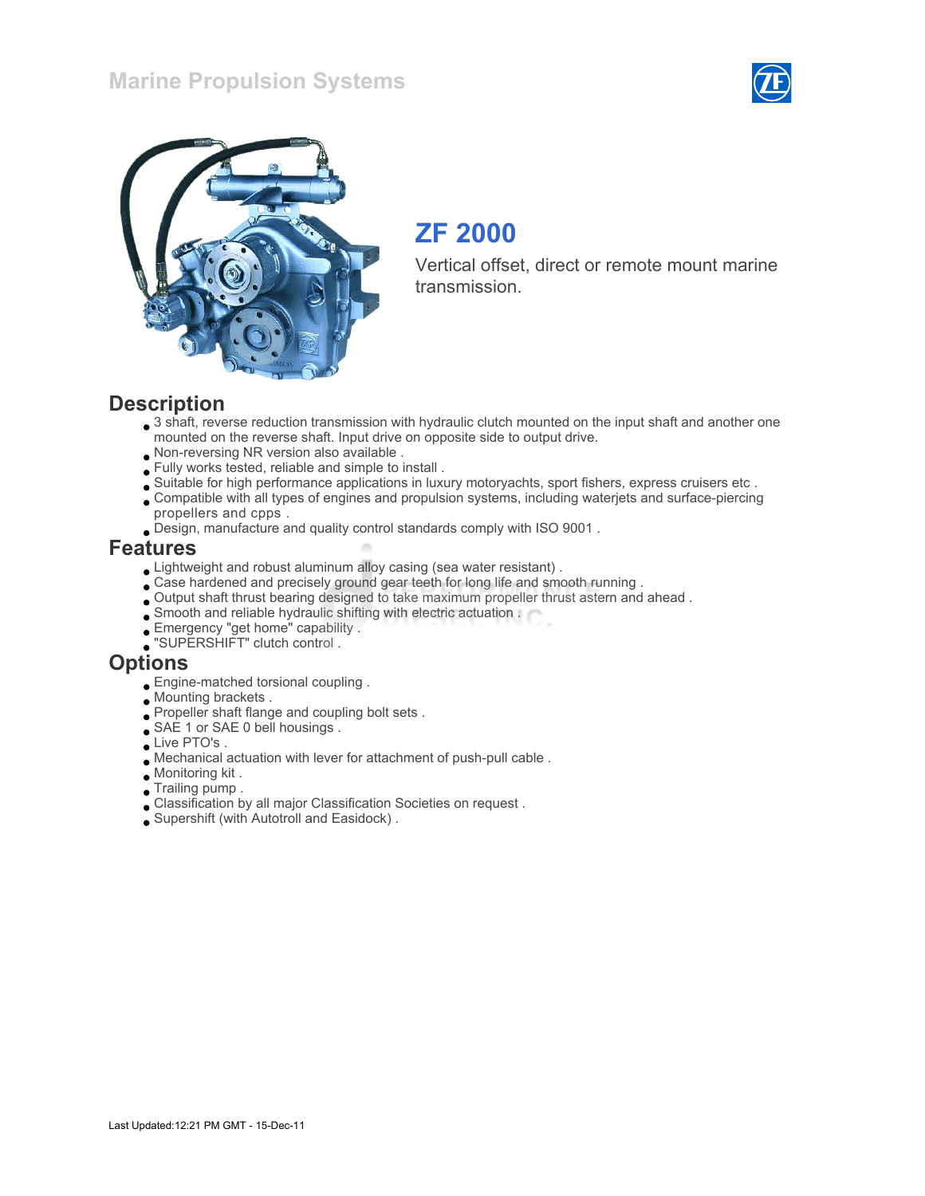# Marine Propulsion Systems

## ZF 2000

Vertical offset, direct or remote mount marine transmission.

## Description

- 3 shaft, reverse reduction transmission with hydraulic clutch mounted on the input shaft and another one mounted on the reverse shaft. Input drive on opposite side to output drive.
- Non-reversing NR version also available .
- Fully works tested, reliable and simple to install .
- Suitable for high performance applications in luxury motoryachts, sport fishers, express cruisers etc .
- Compatible with all types of engines and propulsion systems, including waterjets and surface-piercing propellers and cpps .
- Design, manufacture and quality control standards comply with ISO 9001 .

## Features

- Lightweight and robust aluminum alloy casing (sea water resistant) .
- Case hardened and precisely ground gear teeth for long life and smooth running .
- Output shaft thrust bearing designed to take maximum propeller thrust astern and ahead .
- Smooth and reliable hydraulic shifting with electric actuation .
- Emergency "get home" capability .
- "SUPERSHIFT" clutch control .

## Options

- Engine-matched torsional coupling .
- Mounting brackets .
- Propeller shaft flange and coupling bolt sets .
- SAE 1 or SAE 0 bell housings .
- Live PTO's .
- Mechanical actuation with lever for attachment of push-pull cable .
- Monitoring kit .
- Trailing pump .
- Classification by all major Classification Societies on request .
- Supershift (with Autotroll and Easidock) .

Last Updated:12:21 PM GMT - 15-Dec-11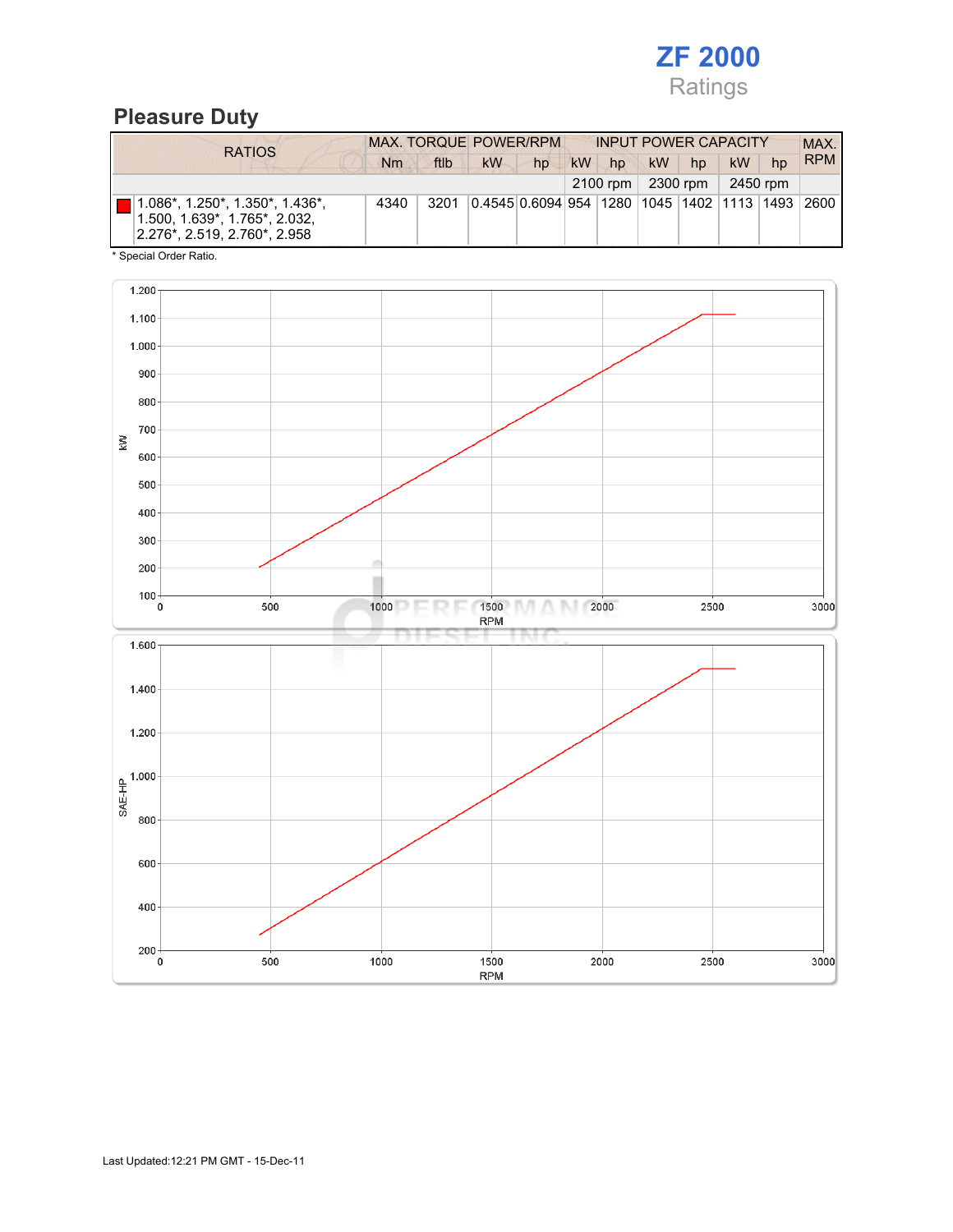# ZF 2000

Ratings

## Pleasure Duty

| RATIOS | MAX. TORQUE | | POWER/RPM | | INPUT POWER CAPACITY | | | | | | MAX. RPM |
|---|---|---|---|---|---|---|---|---|---|---|---|
| | Nm | ftlb | kW | hp | kW | hp | kW | hp | kW | hp | |
| | | | | | 2100 rpm | | 2300 rpm | | 2450 rpm | | |
| 1.086*, 1.250*, 1.350*, 1.436*, 1.500, 1.639*, 1.765*, 2.032, 2.276*, 2.519, 2.760*, 2.958 | 4340 | 3201 | 0.4545 | 0.6094 | 954 | 1280 | 1045 | 1402 | 1113 | 1493 | 2600 |

\* Special Order Ratio.

Last Updated:12:21 PM GMT - 15-Dec-11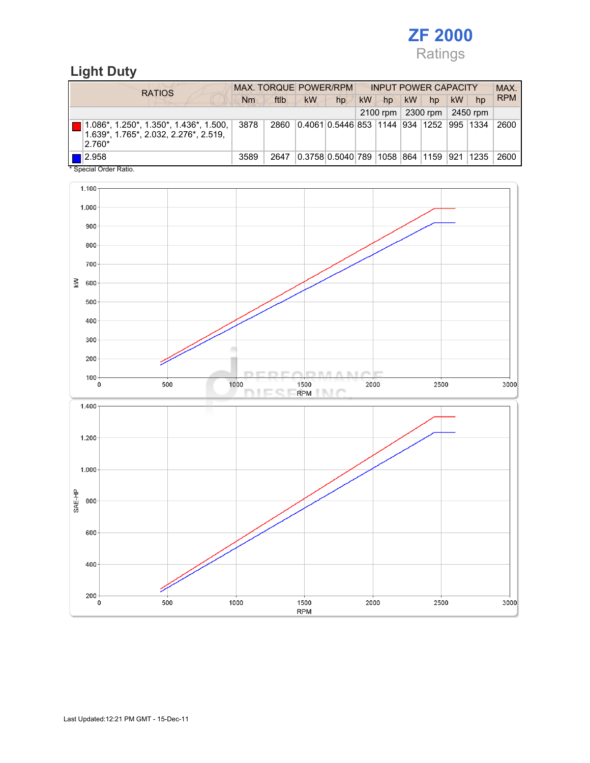# ZF 2000

Ratings

## Light Duty

| RATIOS | MAX. TORQUE | | POWER/RPM | | INPUT POWER CAPACITY | | | | | | MAX. RPM |
|---|---|---|---|---|---|---|---|---|---|---|---|
| | Nm | ftlb | kW | hp | kW | hp | kW | hp | kW | hp | |
| | | | | | 2100 rpm | | 2300 rpm | | 2450 rpm | | |
| 1.086*, 1.250*, 1.350*, 1.436*, 1.500, 1.639*, 1.765*, 2.032, 2.276*, 2.519, 2.760* | 3878 | 2860 | 0.4061 | 0.5446 | 853 | 1144 | 934 | 1252 | 995 | 1334 | 2600 |
| 2.958 | 3589 | 2647 | 0.3758 | 0.5040 | 789 | 1058 | 864 | 1159 | 921 | 1235 | 2600 |

* Special Order Ratio.

Last Updated:12:21 PM GMT - 15-Dec-11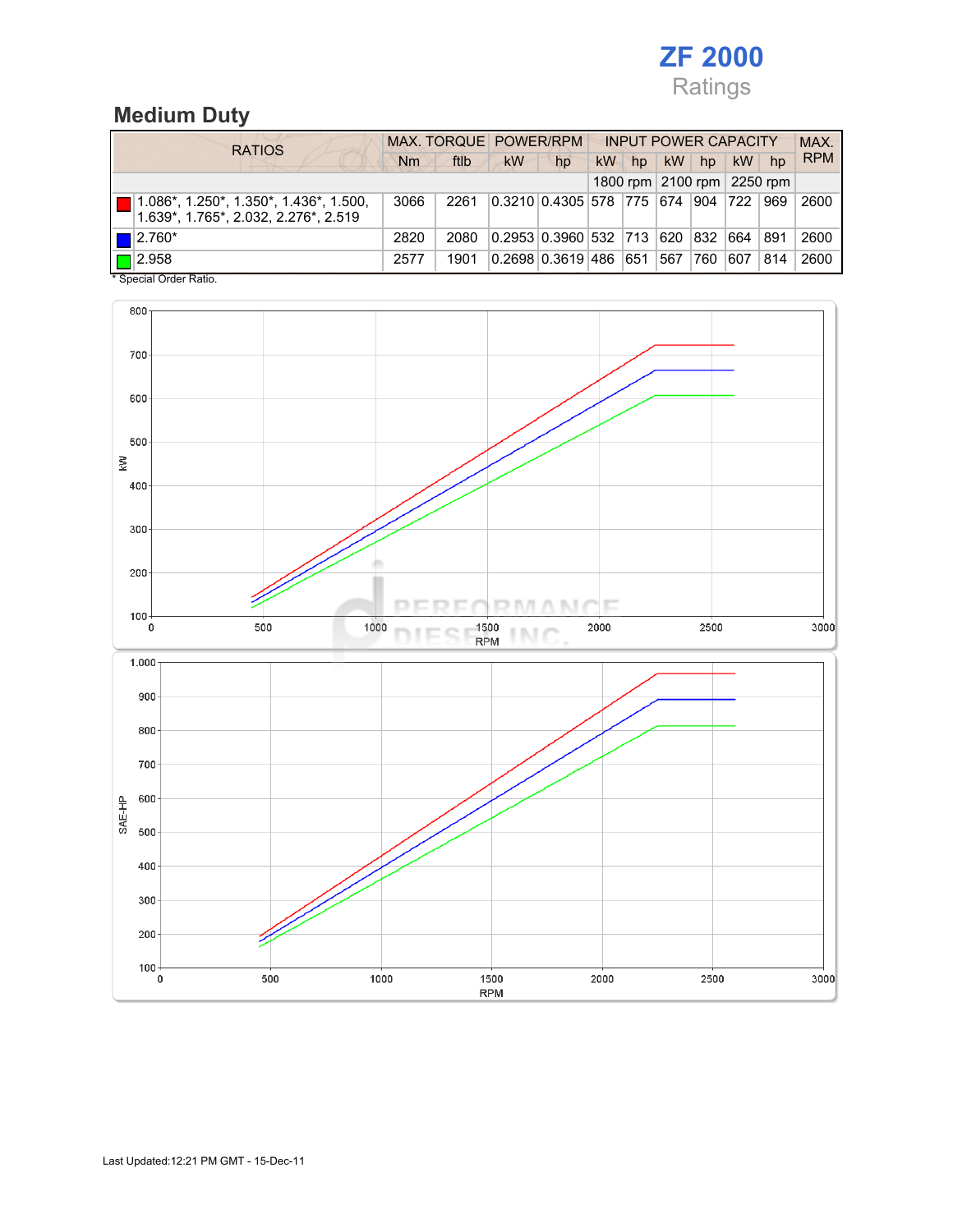# ZF 2000

Ratings

## Medium Duty

| RATIOS | MAX. TORQUE | | POWER/RPM | | INPUT POWER CAPACITY | | | | | | MAX. RPM |
|---|---|---|---|---|---|---|---|---|---|---|---|
| | Nm | ftlb | kW | hp | kW | hp | kW | hp | kW | hp | |
| | | | | | 1800 rpm | | 2100 rpm | | 2250 rpm | | |
| 1.086*, 1.250*, 1.350*, 1.436*, 1.500, 1.639*, 1.765*, 2.032, 2.276*, 2.519 | 3066 | 2261 | 0.3210 | 0.4305 | 578 | 775 | 674 | 904 | 722 | 969 | 2600 |
| 2.760* | 2820 | 2080 | 0.2953 | 0.3960 | 532 | 713 | 620 | 832 | 664 | 891 | 2600 |
| 2.958 | 2577 | 1901 | 0.2698 | 0.3619 | 486 | 651 | 567 | 760 | 607 | 814 | 2600 |

\* Special Order Ratio.

Last Updated:12:21 PM GMT - 15-Dec-11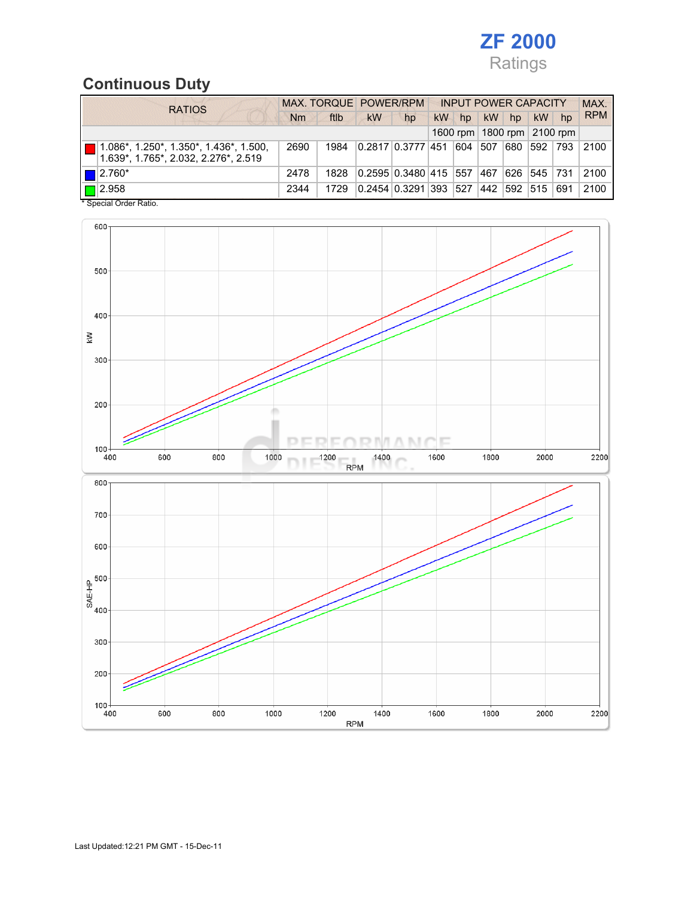# ZF 2000

Ratings

## Continuous Duty

| RATIOS | MAX. TORQUE | | POWER/RPM | | INPUT POWER CAPACITY | | | | | | MAX. RPM |
|---|---|---|---|---|---|---|---|---|---|---|---|
| | Nm | ftlb | kW | hp | kW | hp | kW | hp | kW | hp | |
| | | | | | 1600 rpm | | 1800 rpm | | 2100 rpm | | |
| 1.086*, 1.250*, 1.350*, 1.436*, 1.500, 1.639*, 1.765*, 2.032, 2.276*, 2.519 | 2690 | 1984 | 0.2817 | 0.3777 | 451 | 604 | 507 | 680 | 592 | 793 | 2100 |
| 2.760* | 2478 | 1828 | 0.2595 | 0.3480 | 415 | 557 | 467 | 626 | 545 | 731 | 2100 |
| 2.958 | 2344 | 1729 | 0.2454 | 0.3291 | 393 | 527 | 442 | 592 | 515 | 691 | 2100 |

\* Special Order Ratio.

Last Updated:12:21 PM GMT - 15-Dec-11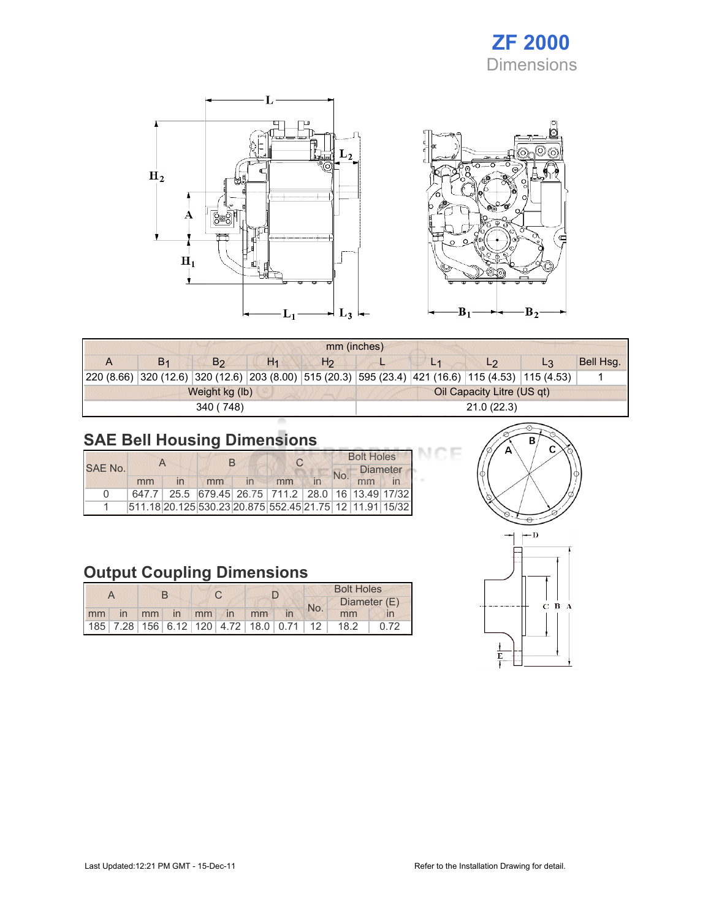# ZF 2000
## Dimensions

| mm (inches) | | | | | | | | | |
|---|---|---|---|---|---|---|---|---|---|
| A | $B_1$ | $B_2$ | $H_1$ | $H_2$ | L | $L_1$ | $L_2$ | $L_3$ | Bell Hsg. |
| 220 (8.66) | 320 (12.6) | 320 (12.6) | 203 (8.00) | 515 (20.3) | 595 (23.4) | 421 (16.6) | 115 (4.53) | 115 (4.53) | 1 |
| Weight kg (lb) | | | | | Oil Capacity Litre (US qt) | | | | |
| 340 ( 748) | | | | | 21.0 (22.3) | | | | |

## SAE Bell Housing Dimensions

| SAE No. | A | | B | | C | | Bolt Holes | | |
|---|---|---|---|---|---|---|---|---|---|
| | | | | | | | No. | Diameter | |
| | mm | in | mm | in | mm | in | | mm | in |
| 0 | 647.7 | 25.5 | 679.45 | 26.75 | 711.2 | 28.0 | 16 | 13.49 | 17/32 |
| 1 | 511.18 | 20.125 | 530.23 | 20.875 | 552.45 | 21.75 | 12 | 11.91 | 15/32 |

## Output Coupling Dimensions

| A | | B | | C | | D | | Bolt Holes | | |
|---|---|---|---|---|---|---|---|---|---|---|
| | | | | | | | | No. | Diameter (E) | |
| mm | in | mm | in | mm | in | mm | in | | mm | in |
| 185 | 7.28 | 156 | 6.12 | 120 | 4.72 | 18.0 | 0.71 | 12 | 18.2 | 0.72 |

Last Updated:12:21 PM GMT - 15-Dec-11

Refer to the Installation Drawing for detail.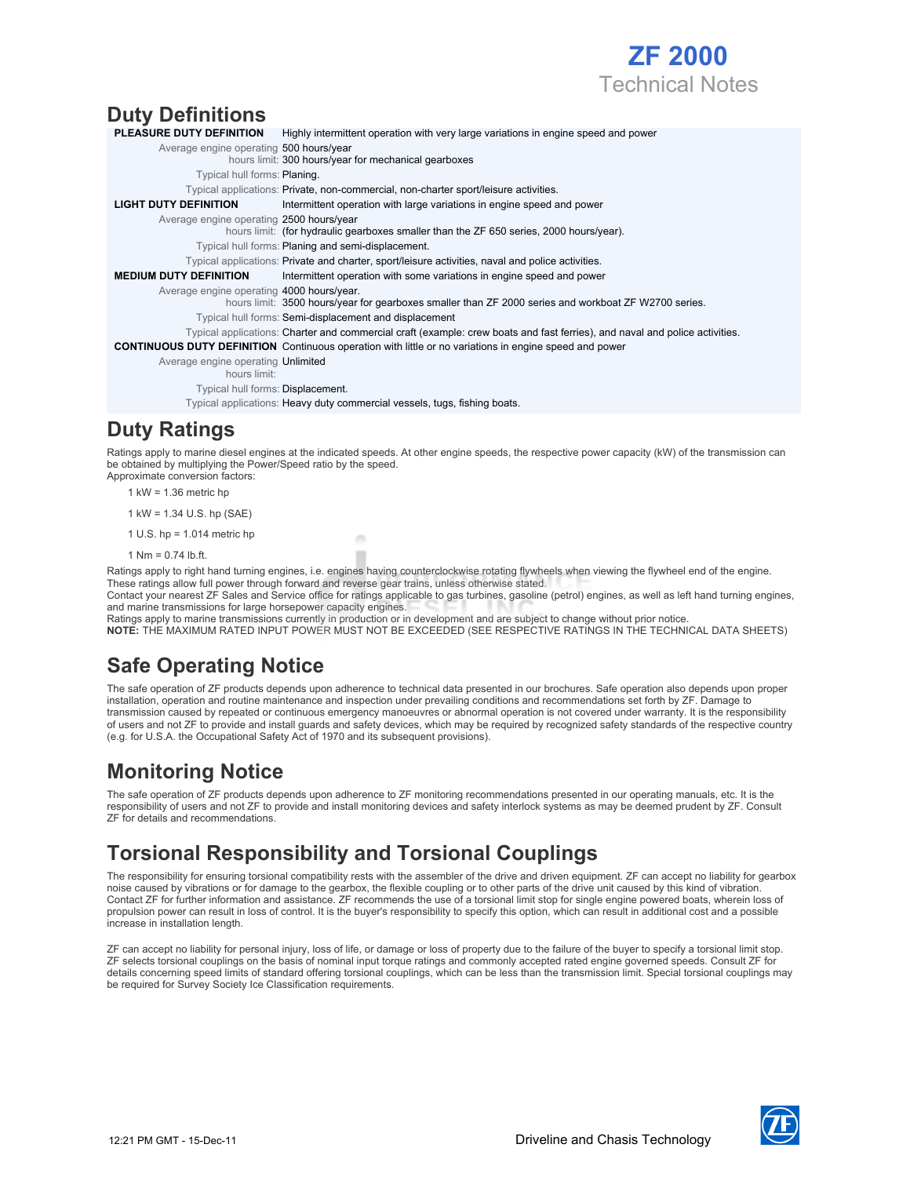# ZF 2000

## Technical Notes

## Duty Definitions

| | |
|---|---|
| **PLEASURE DUTY DEFINITION** | Highly intermittent operation with very large variations in engine speed and power |
| Average engine operating hours limit: | 500 hours/year<br>300 hours/year for mechanical gearboxes |
| Typical hull forms: | Planing. |
| Typical applications: | Private, non-commercial, non-charter sport/leisure activities. |
| **LIGHT DUTY DEFINITION** | Intermittent operation with large variations in engine speed and power |
| Average engine operating hours limit: | 2500 hours/year<br>(for hydraulic gearboxes smaller than the ZF 650 series, 2000 hours/year). |
| Typical hull forms: | Planing and semi-displacement. |
| Typical applications: | Private and charter, sport/leisure activities, naval and police activities. |
| **MEDIUM DUTY DEFINITION** | Intermittent operation with some variations in engine speed and power |
| Average engine operating hours limit: | 4000 hours/year.<br>3500 hours/year for gearboxes smaller than ZF 2000 series and workboat ZF W2700 series. |
| Typical hull forms: | Semi-displacement and displacement |
| Typical applications: | Charter and commercial craft (example: crew boats and fast ferries), and naval and police activities. |
| **CONTINUOUS DUTY DEFINITION** | Continuous operation with little or no variations in engine speed and power |
| Average engine operating hours limit: | Unlimited |
| Typical hull forms: | Displacement. |
| Typical applications: | Heavy duty commercial vessels, tugs, fishing boats. |

## Duty Ratings

Ratings apply to marine diesel engines at the indicated speeds. At other engine speeds, the respective power capacity (kW) of the transmission can be obtained by multiplying the Power/Speed ratio by the speed.
Approximate conversion factors:

1 kW = 1.36 metric hp

1 kW = 1.34 U.S. hp (SAE)

1 U.S. hp = 1.014 metric hp

1 Nm = 0.74 lb.ft.

Ratings apply to right hand turning engines, i.e. engines having counterclockwise rotating flywheels when viewing the flywheel end of the engine.
These ratings allow full power through forward and reverse gear trains, unless otherwise stated.
Contact your nearest ZF Sales and Service office for ratings applicable to gas turbines, gasoline (petrol) engines, as well as left hand turning engines, and marine transmissions for large horsepower capacity engines.
Ratings apply to marine transmissions currently in production or in development and are subject to change without prior notice.
**NOTE:** THE MAXIMUM RATED INPUT POWER MUST NOT BE EXCEEDED (SEE RESPECTIVE RATINGS IN THE TECHNICAL DATA SHEETS)

## Safe Operating Notice

The safe operation of ZF products depends upon adherence to technical data presented in our brochures. Safe operation also depends upon proper installation, operation and routine maintenance and inspection under prevailing conditions and recommendations set forth by ZF. Damage to transmission caused by repeated or continuous emergency manoeuvres or abnormal operation is not covered under warranty. It is the responsibility of users and not ZF to provide and install guards and safety devices, which may be required by recognized safety standards of the respective country (e.g. for U.S.A. the Occupational Safety Act of 1970 and its subsequent provisions).

## Monitoring Notice

The safe operation of ZF products depends upon adherence to ZF monitoring recommendations presented in our operating manuals, etc. It is the responsibility of users and not ZF to provide and install monitoring devices and safety interlock systems as may be deemed prudent by ZF. Consult ZF for details and recommendations.

## Torsional Responsibility and Torsional Couplings

The responsibility for ensuring torsional compatibility rests with the assembler of the drive and driven equipment. ZF can accept no liability for gearbox noise caused by vibrations or for damage to the gearbox, the flexible coupling or to other parts of the drive unit caused by this kind of vibration. Contact ZF for further information and assistance. ZF recommends the use of a torsional limit stop for single engine powered boats, wherein loss of propulsion power can result in loss of control. It is the buyer's responsibility to specify this option, which can result in additional cost and a possible increase in installation length.

ZF can accept no liability for personal injury, loss of life, or damage or loss of property due to the failure of the buyer to specify a torsional limit stop. ZF selects torsional couplings on the basis of nominal input torque ratings and commonly accepted rated engine governed speeds. Consult ZF for details concerning speed limits of standard offering torsional couplings, which can be less than the transmission limit. Special torsional couplings may be required for Survey Society Ice Classification requirements.

12:21 PM GMT - 15-Dec-11

Driveline and Chasis Technology